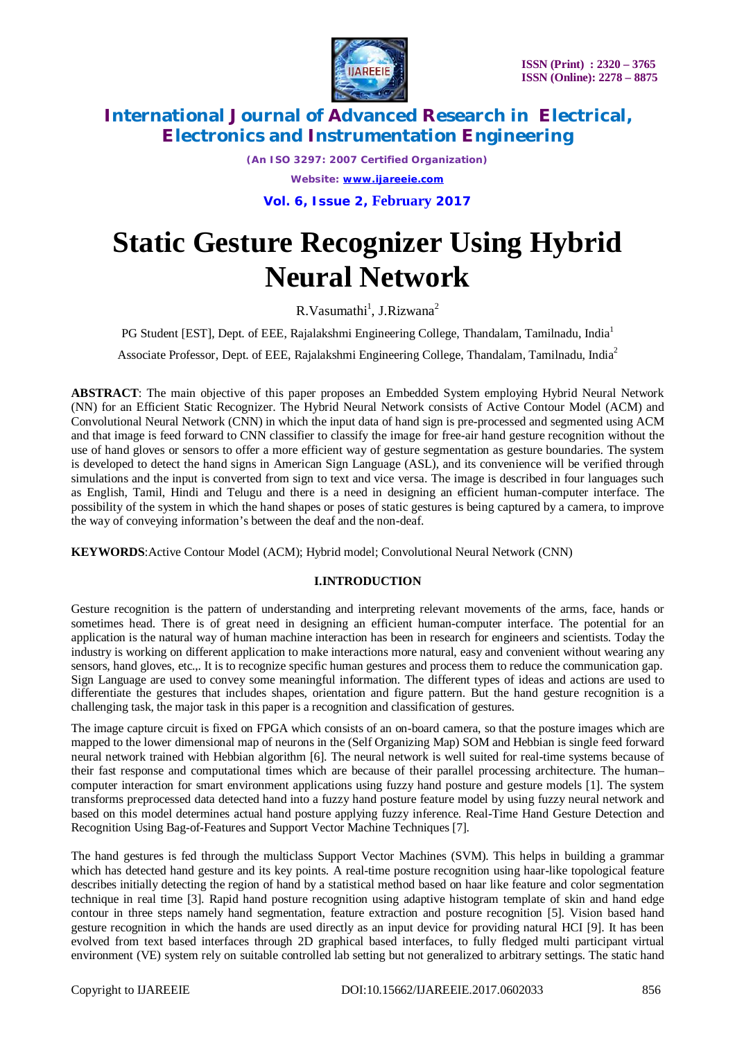# Static Gesture Recognizer Using Hybrid Neural Network

R.Vasumathi[1], J.Rizwana[2]

PG Student [EST], Dept. of EEE, Rajalakshmi Engineering College, Thandalam, Tamilnadu, India[1]

Associate Professor, Dept. of EEE, Rajalakshmi Engineering College, Thandalam, Tamilnadu, India[2]

**ABSTRACT**: The main objective of this paper proposes an Embedded System employing Hybrid Neural Network (NN) for an Efficient Static Recognizer. The Hybrid Neural Network consists of Active Contour Model (ACM) and Convolutional Neural Network (CNN) in which the input data of hand sign is pre-processed and segmented using ACM and that image is feed forward to CNN classifier to classify the image for free-air hand gesture recognition without the use of hand gloves or sensors to offer a more efficient way of gesture segmentation as gesture boundaries. The system is developed to detect the hand signs in American Sign Language (ASL), and its convenience will be verified through simulations and the input is converted from sign to text and vice versa. The image is described in four languages such as English, Tamil, Hindi and Telugu and there is a need in designing an efficient human-computer interface. The possibility of the system in which the hand shapes or poses of static gestures is being captured by a camera, to improve the way of conveying information's between the deaf and the non-deaf.

**KEYWORDS**:Active Contour Model (ACM); Hybrid model; Convolutional Neural Network (CNN)

## I.INTRODUCTION

Gesture recognition is the pattern of understanding and interpreting relevant movements of the arms, face, hands or sometimes head. There is of great need in designing an efficient human-computer interface. The potential for an application is the natural way of human machine interaction has been in research for engineers and scientists. Today the industry is working on different application to make interactions more natural, easy and convenient without wearing any sensors, hand gloves, etc.,. It is to recognize specific human gestures and process them to reduce the communication gap. Sign Language are used to convey some meaningful information. The different types of ideas and actions are used to differentiate the gestures that includes shapes, orientation and figure pattern. But the hand gesture recognition is a challenging task, the major task in this paper is a recognition and classification of gestures.

The image capture circuit is fixed on FPGA which consists of an on-board camera, so that the posture images which are mapped to the lower dimensional map of neurons in the (Self Organizing Map) SOM and Hebbian is single feed forward neural network trained with Hebbian algorithm [6]. The neural network is well suited for real-time systems because of their fast response and computational times which are because of their parallel processing architecture. The human–computer interaction for smart environment applications using fuzzy hand posture and gesture models [1]. The system transforms preprocessed data detected hand into a fuzzy hand posture feature model by using fuzzy neural network and based on this model determines actual hand posture applying fuzzy inference. Real-Time Hand Gesture Detection and Recognition Using Bag-of-Features and Support Vector Machine Techniques [7].

The hand gestures is fed through the multiclass Support Vector Machines (SVM). This helps in building a grammar which has detected hand gesture and its key points. A real-time posture recognition using haar-like topological feature describes initially detecting the region of hand by a statistical method based on haar like feature and color segmentation technique in real time [3]. Rapid hand posture recognition using adaptive histogram template of skin and hand edge contour in three steps namely hand segmentation, feature extraction and posture recognition [5]. Vision based hand gesture recognition in which the hands are used directly as an input device for providing natural HCI [9]. It has been evolved from text based interfaces through 2D graphical based interfaces, to fully fledged multi participant virtual environment (VE) system rely on suitable controlled lab setting but not generalized to arbitrary settings. The static hand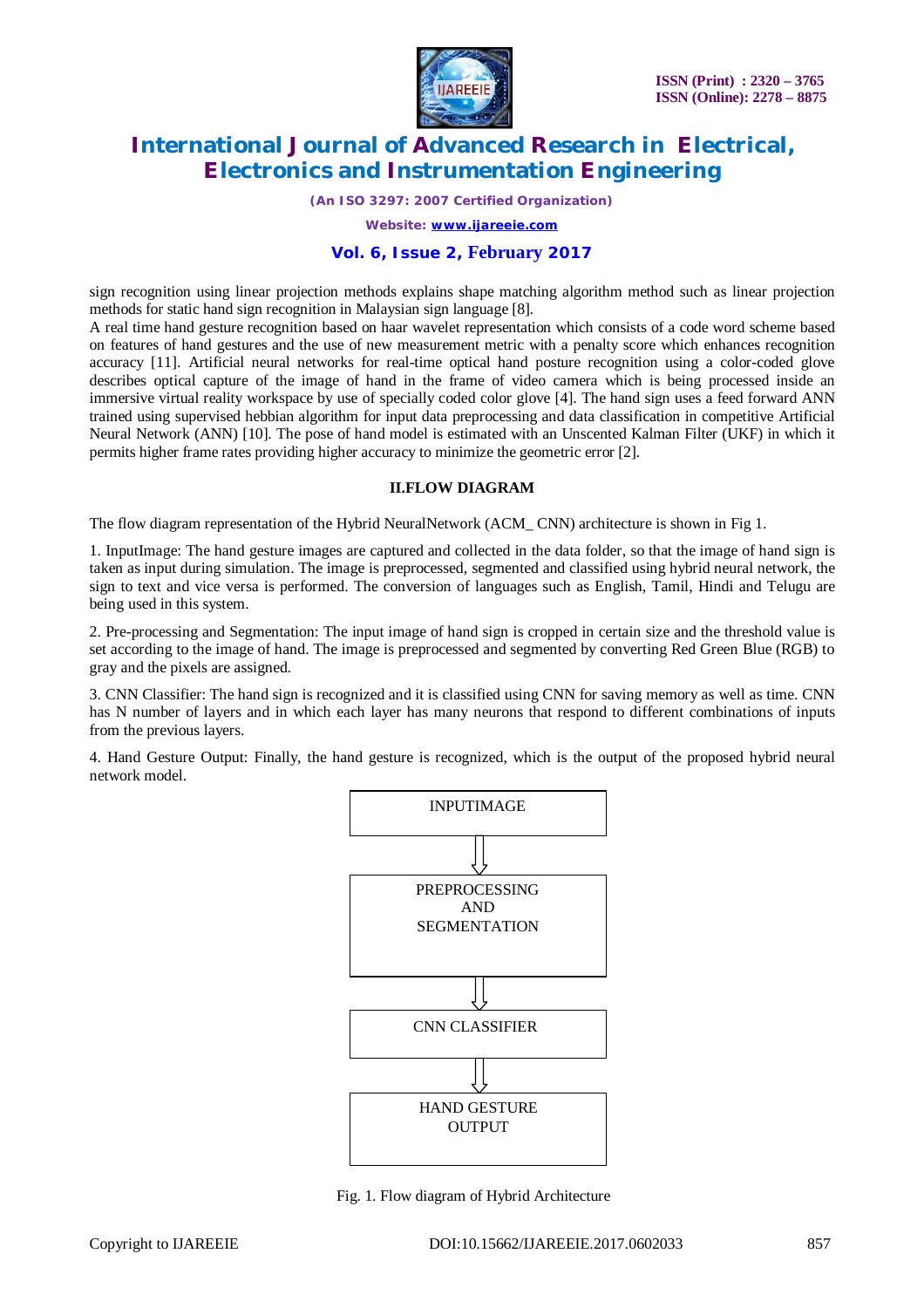sign recognition using linear projection methods explains shape matching algorithm method such as linear projection methods for static hand sign recognition in Malaysian sign language [8].

A real time hand gesture recognition based on haar wavelet representation which consists of a code word scheme based on features of hand gestures and the use of new measurement metric with a penalty score which enhances recognition accuracy [11]. Artificial neural networks for real-time optical hand posture recognition using a color-coded glove describes optical capture of the image of hand in the frame of video camera which is being processed inside an immersive virtual reality workspace by use of specially coded color glove [4]. The hand sign uses a feed forward ANN trained using supervised hebbian algorithm for input data preprocessing and data classification in competitive Artificial Neural Network (ANN) [10]. The pose of hand model is estimated with an Unscented Kalman Filter (UKF) in which it permits higher frame rates providing higher accuracy to minimize the geometric error [2].

## II.FLOW DIAGRAM

The flow diagram representation of the Hybrid NeuralNetwork (ACM_ CNN) architecture is shown in Fig 1.

1. InputImage: The hand gesture images are captured and collected in the data folder, so that the image of hand sign is taken as input during simulation. The image is preprocessed, segmented and classified using hybrid neural network, the sign to text and vice versa is performed. The conversion of languages such as English, Tamil, Hindi and Telugu are being used in this system.

2. Pre-processing and Segmentation: The input image of hand sign is cropped in certain size and the threshold value is set according to the image of hand. The image is preprocessed and segmented by converting Red Green Blue (RGB) to gray and the pixels are assigned.

3. CNN Classifier: The hand sign is recognized and it is classified using CNN for saving memory as well as time. CNN has N number of layers and in which each layer has many neurons that respond to different combinations of inputs from the previous layers.

4. Hand Gesture Output: Finally, the hand gesture is recognized, which is the output of the proposed hybrid neural network model.

INPUTIMAGE → PREPROCESSING AND SEGMENTATION → CNN CLASSIFIER → HAND GESTURE OUTPUT

Fig. 1. Flow diagram of Hybrid Architecture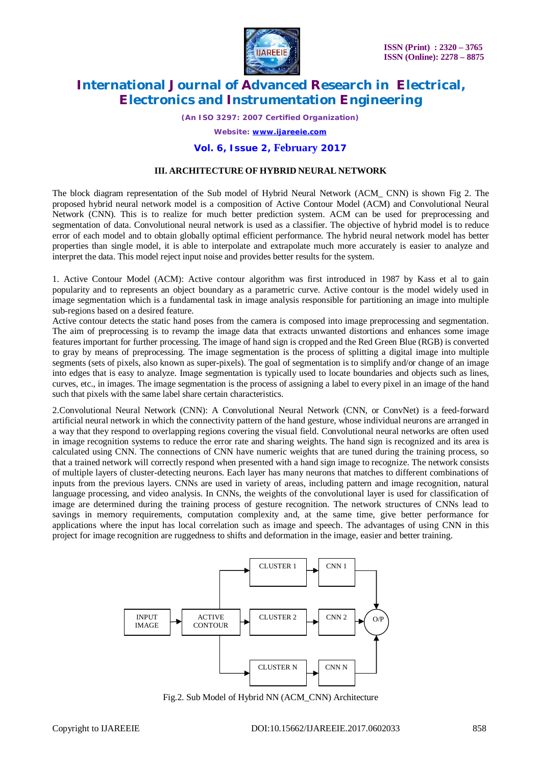### III. ARCHITECTURE OF HYBRID NEURAL NETWORK

The block diagram representation of the Sub model of Hybrid Neural Network (ACM_ CNN) is shown Fig 2. The proposed hybrid neural network model is a composition of Active Contour Model (ACM) and Convolutional Neural Network (CNN). This is to realize for much better prediction system. ACM can be used for preprocessing and segmentation of data. Convolutional neural network is used as a classifier. The objective of hybrid model is to reduce error of each model and to obtain globally optimal efficient performance. The hybrid neural network model has better properties than single model, it is able to interpolate and extrapolate much more accurately is easier to analyze and interpret the data. This model reject input noise and provides better results for the system.

1. Active Contour Model (ACM): Active contour algorithm was first introduced in 1987 by Kass et al to gain popularity and to represents an object boundary as a parametric curve. Active contour is the model widely used in image segmentation which is a fundamental task in image analysis responsible for partitioning an image into multiple sub-regions based on a desired feature.

Active contour detects the static hand poses from the camera is composed into image preprocessing and segmentation. The aim of preprocessing is to revamp the image data that extracts unwanted distortions and enhances some image features important for further processing. The image of hand sign is cropped and the Red Green Blue (RGB) is converted to gray by means of preprocessing. The image segmentation is the process of splitting a digital image into multiple segments (sets of pixels, also known as super-pixels). The goal of segmentation is to simplify and/or change of an image into edges that is easy to analyze. Image segmentation is typically used to locate boundaries and objects such as lines, curves, etc., in images. The image segmentation is the process of assigning a label to every pixel in an image of the hand such that pixels with the same label share certain characteristics.

2.Convolutional Neural Network (CNN): A Convolutional Neural Network (CNN, or ConvNet) is a feed-forward artificial neural network in which the connectivity pattern of the hand gesture, whose individual neurons are arranged in a way that they respond to overlapping regions covering the visual field. Convolutional neural networks are often used in image recognition systems to reduce the error rate and sharing weights. The hand sign is recognized and its area is calculated using CNN. The connections of CNN have numeric weights that are tuned during the training process, so that a trained network will correctly respond when presented with a hand sign image to recognize. The network consists of multiple layers of cluster-detecting neurons. Each layer has many neurons that matches to different combinations of inputs from the previous layers. CNNs are used in variety of areas, including pattern and image recognition, natural language processing, and video analysis. In CNNs, the weights of the convolutional layer is used for classification of image are determined during the training process of gesture recognition. The network structures of CNNs lead to savings in memory requirements, computation complexity and, at the same time, give better performance for applications where the input has local correlation such as image and speech. The advantages of using CNN in this project for image recognition are ruggedness to shifts and deformation in the image, easier and better training.

```
                               +-----------+    +-------+
                        +----->| CLUSTER 1 |--->| CNN 1 |----+
                        |      +-----------+    +-------+    |
                        |                                    v
+-------+    +---------+      +-----------+    +-------+   +-----+
| INPUT |--->| ACTIVE  |----->| CLUSTER 2 |--->| CNN 2 |-->| O/P |
| IMAGE |    | CONTOUR |      +-----------+    +-------+   +-----+
+-------+    +---------+                                    ^
                        |      +-----------+    +-------+    |
                        +----->| CLUSTER N |--->| CNN N |----+
                               +-----------+    +-------+
```

Fig.2. Sub Model of Hybrid NN (ACM_CNN) Architecture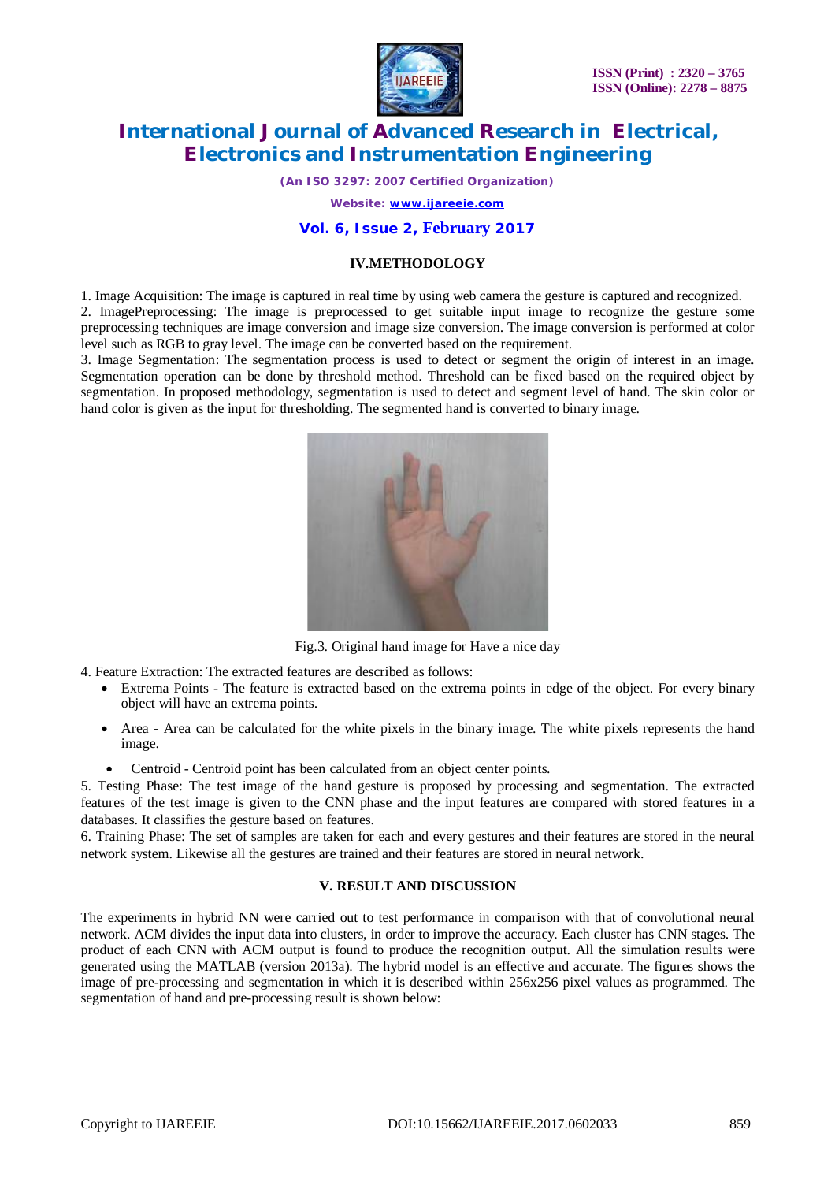## IV.METHODOLOGY

1. Image Acquisition: The image is captured in real time by using web camera the gesture is captured and recognized.
2. ImagePreprocessing: The image is preprocessed to get suitable input image to recognize the gesture some preprocessing techniques are image conversion and image size conversion. The image conversion is performed at color level such as RGB to gray level. The image can be converted based on the requirement.
3. Image Segmentation: The segmentation process is used to detect or segment the origin of interest in an image. Segmentation operation can be done by threshold method. Threshold can be fixed based on the required object by segmentation. In proposed methodology, segmentation is used to detect and segment level of hand. The skin color or hand color is given as the input for thresholding. The segmented hand is converted to binary image.

Fig.3. Original hand image for Have a nice day

4. Feature Extraction: The extracted features are described as follows:

- Extrema Points - The feature is extracted based on the extrema points in edge of the object. For every binary object will have an extrema points.
- Area - Area can be calculated for the white pixels in the binary image. The white pixels represents the hand image.
- Centroid - Centroid point has been calculated from an object center points.

5. Testing Phase: The test image of the hand gesture is proposed by processing and segmentation. The extracted features of the test image is given to the CNN phase and the input features are compared with stored features in a databases. It classifies the gesture based on features.
6. Training Phase: The set of samples are taken for each and every gestures and their features are stored in the neural network system. Likewise all the gestures are trained and their features are stored in neural network.

## V. RESULT AND DISCUSSION

The experiments in hybrid NN were carried out to test performance in comparison with that of convolutional neural network. ACM divides the input data into clusters, in order to improve the accuracy. Each cluster has CNN stages. The product of each CNN with ACM output is found to produce the recognition output. All the simulation results were generated using the MATLAB (version 2013a). The hybrid model is an effective and accurate. The figures shows the image of pre-processing and segmentation in which it is described within 256x256 pixel values as programmed. The segmentation of hand and pre-processing result is shown below: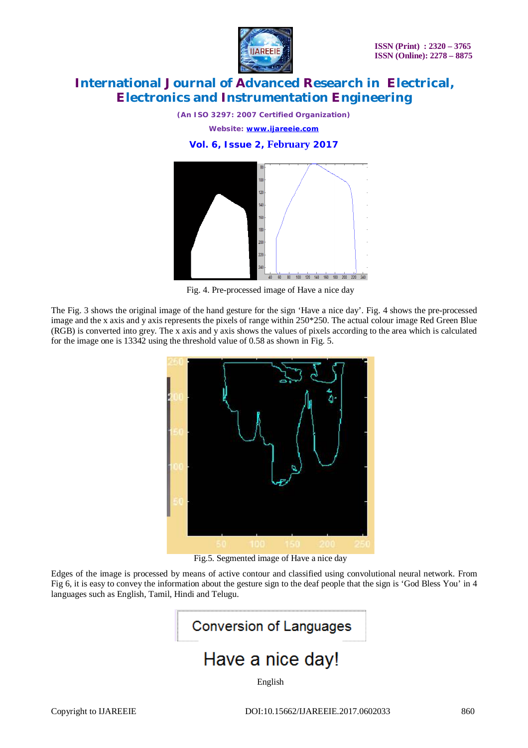Fig. 4. Pre-processed image of Have a nice day

The Fig. 3 shows the original image of the hand gesture for the sign 'Have a nice day'. Fig. 4 shows the pre-processed image and the x axis and y axis represents the pixels of range within 250*250. The actual colour image Red Green Blue (RGB) is converted into grey. The x axis and y axis shows the values of pixels according to the area which is calculated for the image one is 13342 using the threshold value of 0.58 as shown in Fig. 5.

Fig.5. Segmented image of Have a nice day

Edges of the image is processed by means of active contour and classified using convolutional neural network. From Fig 6, it is easy to convey the information about the gesture sign to the deaf people that the sign is 'God Bless You' in 4 languages such as English, Tamil, Hindi and Telugu.

Conversion of Languages

Have a nice day!

English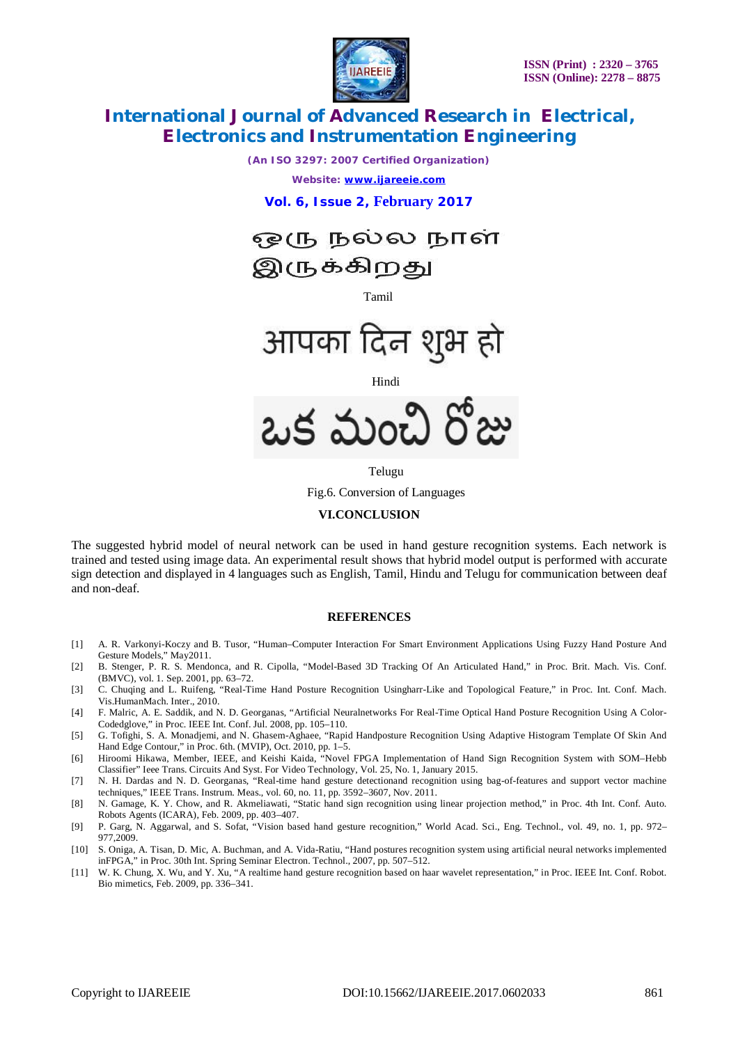ஒரு நல்ல நாள் இருக்கிறது

Tamil

आपका दिन शुभ हो

Hindi

ఒక మంచి రోజు

Telugu

Fig.6. Conversion of Languages

## VI.CONCLUSION

The suggested hybrid model of neural network can be used in hand gesture recognition systems. Each network is trained and tested using image data. An experimental result shows that hybrid model output is performed with accurate sign detection and displayed in 4 languages such as English, Tamil, Hindu and Telugu for communication between deaf and non-deaf.

## REFERENCES

[1] A. R. Varkonyi-Koczy and B. Tusor, "Human–Computer Interaction For Smart Environment Applications Using Fuzzy Hand Posture And Gesture Models," May2011.

[2] B. Stenger, P. R. S. Mendonca, and R. Cipolla, "Model-Based 3D Tracking Of An Articulated Hand," in Proc. Brit. Mach. Vis. Conf. (BMVC), vol. 1. Sep. 2001, pp. 63–72.

[3] C. Chuqing and L. Ruifeng, "Real-Time Hand Posture Recognition Usingharr-Like and Topological Feature," in Proc. Int. Conf. Mach. Vis.HumanMach. Inter., 2010.

[4] F. Malric, A. E. Saddik, and N. D. Georganas, "Artificial Neuralnetworks For Real-Time Optical Hand Posture Recognition Using A Color-Codedglove," in Proc. IEEE Int. Conf. Jul. 2008, pp. 105–110.

[5] G. Tofighi, S. A. Monadjemi, and N. Ghasem-Aghaee, "Rapid Handposture Recognition Using Adaptive Histogram Template Of Skin And Hand Edge Contour," in Proc. 6th. (MVIP), Oct. 2010, pp. 1–5.

[6] Hiroomi Hikawa, Member, IEEE, and Keishi Kaida, "Novel FPGA Implementation of Hand Sign Recognition System with SOM–Hebb Classifier" Ieee Trans. Circuits And Syst. For Video Technology, Vol. 25, No. 1, January 2015.

[7] N. H. Dardas and N. D. Georganas, "Real-time hand gesture detectionand recognition using bag-of-features and support vector machine techniques," IEEE Trans. Instrum. Meas., vol. 60, no. 11, pp. 3592–3607, Nov. 2011.

[8] N. Gamage, K. Y. Chow, and R. Akmeliawati, "Static hand sign recognition using linear projection method," in Proc. 4th Int. Conf. Auto. Robots Agents (ICARA), Feb. 2009, pp. 403–407.

[9] P. Garg, N. Aggarwal, and S. Sofat, "Vision based hand gesture recognition," World Acad. Sci., Eng. Technol., vol. 49, no. 1, pp. 972–977,2009.

[10] S. Oniga, A. Tisan, D. Mic, A. Buchman, and A. Vida-Ratiu, "Hand postures recognition system using artificial neural networks implemented inFPGA," in Proc. 30th Int. Spring Seminar Electron. Technol., 2007, pp. 507–512.

[11] W. K. Chung, X. Wu, and Y. Xu, "A realtime hand gesture recognition based on haar wavelet representation," in Proc. IEEE Int. Conf. Robot. Bio mimetics, Feb. 2009, pp. 336–341.